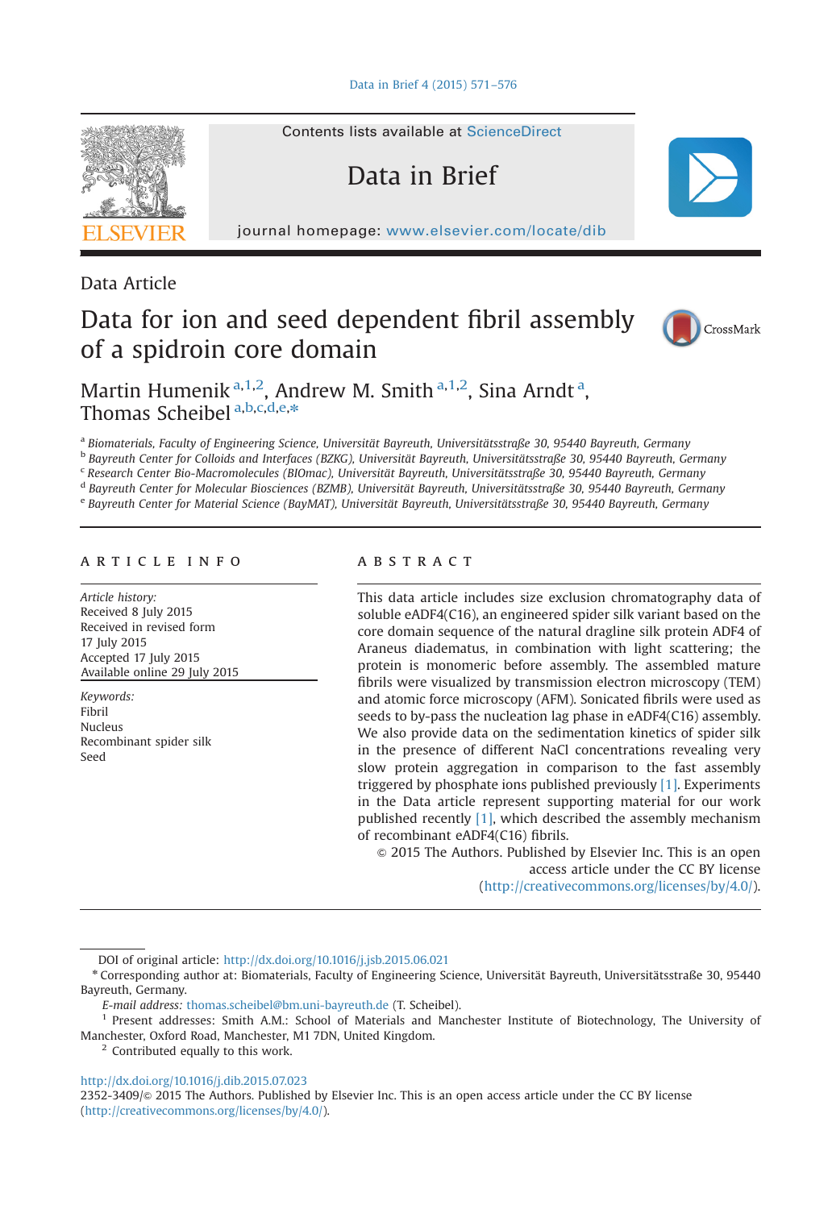Data Article

# Data for ion and seed dependent fibril assembly of a spidroin core domain

Martin Humenik [a,1,2], Andrew M. Smith [a,1,2], Sina Arndt [a], Thomas Scheibel [a,b,c,d,e,*]

[a] Biomaterials, Faculty of Engineering Science, Universität Bayreuth, Universitätsstraße 30, 95440 Bayreuth, Germany
[b] Bayreuth Center for Colloids and Interfaces (BZKG), Universität Bayreuth, Universitätsstraße 30, 95440 Bayreuth, Germany
[c] Research Center Bio-Macromolecules (BIOmac), Universität Bayreuth, Universitätsstraße 30, 95440 Bayreuth, Germany
[d] Bayreuth Center for Molecular Biosciences (BZMB), Universität Bayreuth, Universitätsstraße 30, 95440 Bayreuth, Germany
[e] Bayreuth Center for Material Science (BayMAT), Universität Bayreuth, Universitätsstraße 30, 95440 Bayreuth, Germany

## ARTICLE INFO

*Article history:*
Received 8 July 2015
Received in revised form 17 July 2015
Accepted 17 July 2015
Available online 29 July 2015

*Keywords:*
Fibril
Nucleus
Recombinant spider silk
Seed

## ABSTRACT

This data article includes size exclusion chromatography data of soluble eADF4(C16), an engineered spider silk variant based on the core domain sequence of the natural dragline silk protein ADF4 of Araneus diadematus, in combination with light scattering; the protein is monomeric before assembly. The assembled mature fibrils were visualized by transmission electron microscopy (TEM) and atomic force microscopy (AFM). Sonicated fibrils were used as seeds to by-pass the nucleation lag phase in eADF4(C16) assembly. We also provide data on the sedimentation kinetics of spider silk in the presence of different NaCl concentrations revealing very slow protein aggregation in comparison to the fast assembly triggered by phosphate ions published previously [1]. Experiments in the Data article represent supporting material for our work published recently [1], which described the assembly mechanism of recombinant eADF4(C16) fibrils.

© 2015 The Authors. Published by Elsevier Inc. This is an open access article under the CC BY license (http://creativecommons.org/licenses/by/4.0/).

---

DOI of original article: http://dx.doi.org/10.1016/j.jsb.2015.06.021

* Corresponding author at: Biomaterials, Faculty of Engineering Science, Universität Bayreuth, Universitätsstraße 30, 95440 Bayreuth, Germany.

*E-mail address:* thomas.scheibel@bm.uni-bayreuth.de (T. Scheibel).

[1] Present addresses: Smith A.M.: School of Materials and Manchester Institute of Biotechnology, The University of Manchester, Oxford Road, Manchester, M1 7DN, United Kingdom.

[2] Contributed equally to this work.

http://dx.doi.org/10.1016/j.dib.2015.07.023
2352-3409/© 2015 The Authors. Published by Elsevier Inc. This is an open access article under the CC BY license (http://creativecommons.org/licenses/by/4.0/).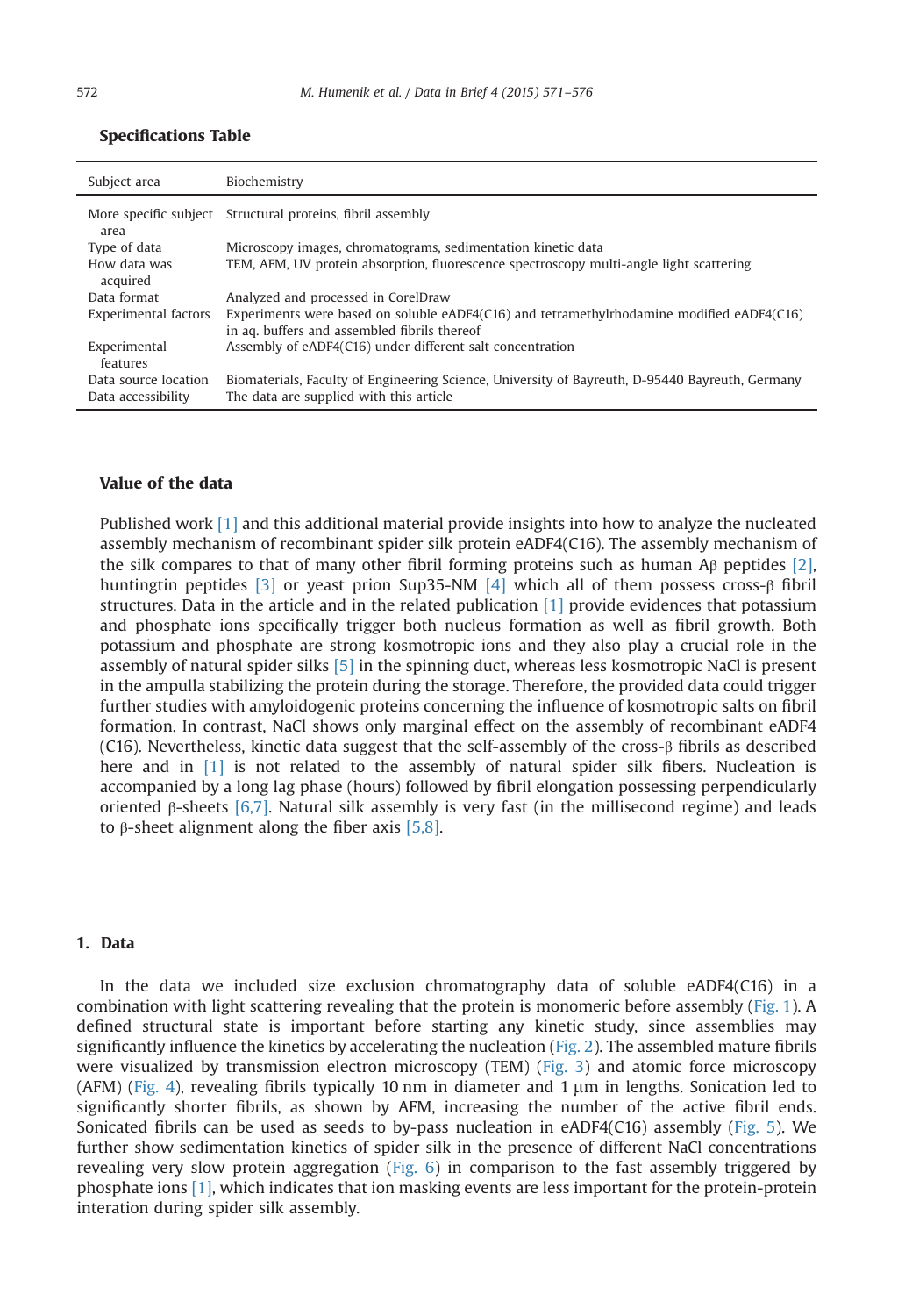**Specifications Table**

| Subject area | Biochemistry |
|---|---|
| More specific subject area | Structural proteins, fibril assembly |
| Type of data | Microscopy images, chromatograms, sedimentation kinetic data |
| How data was acquired | TEM, AFM, UV protein absorption, fluorescence spectroscopy multi-angle light scattering |
| Data format | Analyzed and processed in CorelDraw |
| Experimental factors | Experiments were based on soluble eADF4(C16) and tetramethylrhodamine modified eADF4(C16) in aq. buffers and assembled fibrils thereof |
| Experimental features | Assembly of eADF4(C16) under different salt concentration |
| Data source location | Biomaterials, Faculty of Engineering Science, University of Bayreuth, D-95440 Bayreuth, Germany |
| Data accessibility | The data are supplied with this article |

**Value of the data**

Published work [1] and this additional material provide insights into how to analyze the nucleated assembly mechanism of recombinant spider silk protein eADF4(C16). The assembly mechanism of the silk compares to that of many other fibril forming proteins such as human Aβ peptides [2], huntingtin peptides [3] or yeast prion Sup35-NM [4] which all of them possess cross-β fibril structures. Data in the article and in the related publication [1] provide evidences that potassium and phosphate ions specifically trigger both nucleus formation as well as fibril growth. Both potassium and phosphate are strong kosmotropic ions and they also play a crucial role in the assembly of natural spider silks [5] in the spinning duct, whereas less kosmotropic NaCl is present in the ampulla stabilizing the protein during the storage. Therefore, the provided data could trigger further studies with amyloidogenic proteins concerning the influence of kosmotropic salts on fibril formation. In contrast, NaCl shows only marginal effect on the assembly of recombinant eADF4 (C16). Nevertheless, kinetic data suggest that the self-assembly of the cross-β fibrils as described here and in [1] is not related to the assembly of natural spider silk fibers. Nucleation is accompanied by a long lag phase (hours) followed by fibril elongation possessing perpendicularly oriented β-sheets [6,7]. Natural silk assembly is very fast (in the millisecond regime) and leads to β-sheet alignment along the fiber axis [5,8].

## 1. Data

In the data we included size exclusion chromatography data of soluble eADF4(C16) in a combination with light scattering revealing that the protein is monomeric before assembly (Fig. 1). A defined structural state is important before starting any kinetic study, since assemblies may significantly influence the kinetics by accelerating the nucleation (Fig. 2). The assembled mature fibrils were visualized by transmission electron microscopy (TEM) (Fig. 3) and atomic force microscopy (AFM) (Fig. 4), revealing fibrils typically 10 nm in diameter and 1 µm in lengths. Sonication led to significantly shorter fibrils, as shown by AFM, increasing the number of the active fibril ends. Sonicated fibrils can be used as seeds to by-pass nucleation in eADF4(C16) assembly (Fig. 5). We further show sedimentation kinetics of spider silk in the presence of different NaCl concentrations revealing very slow protein aggregation (Fig. 6) in comparison to the fast assembly triggered by phosphate ions [1], which indicates that ion masking events are less important for the protein-protein interation during spider silk assembly.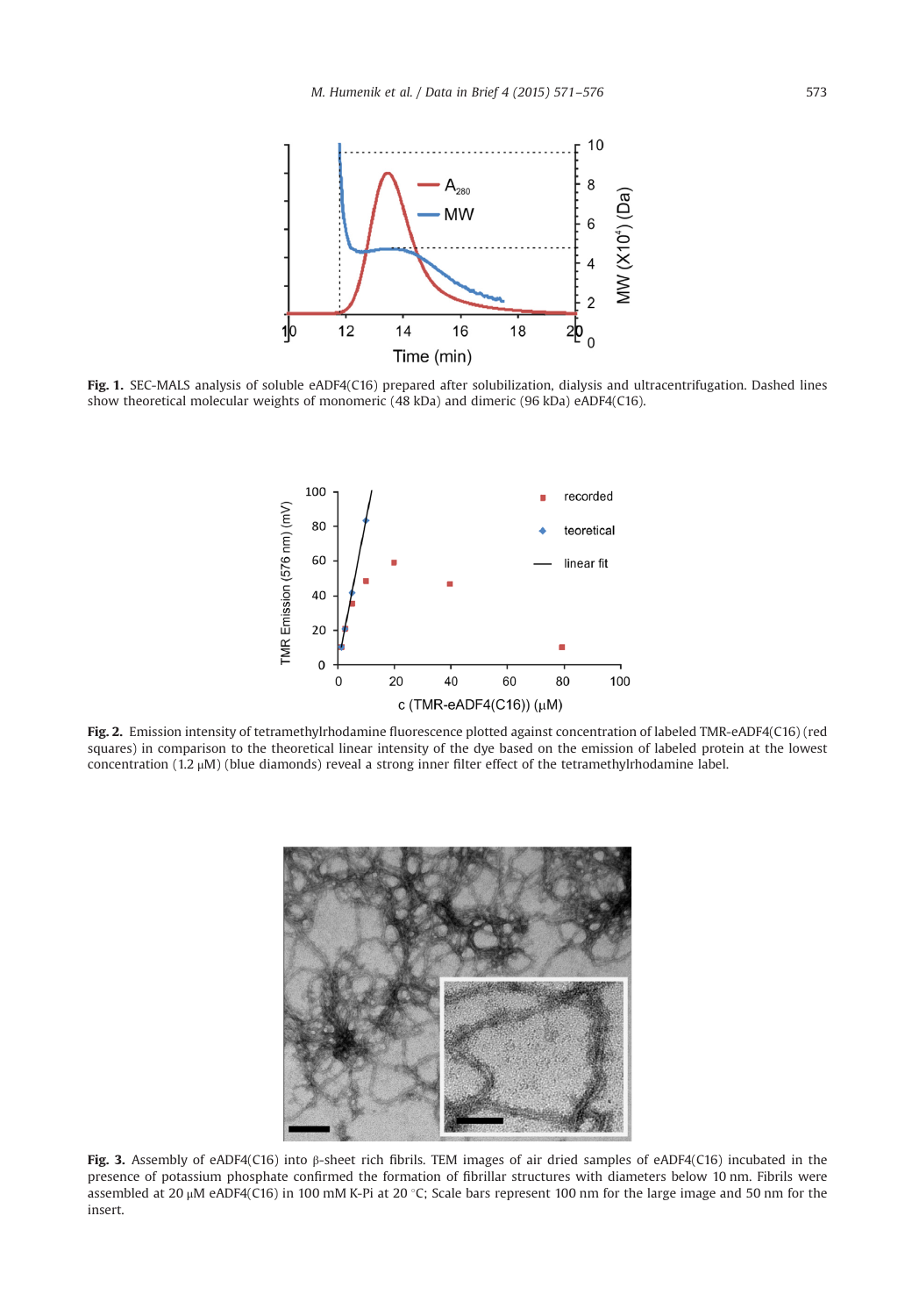**Fig. 1.** SEC-MALS analysis of soluble eADF4(C16) prepared after solubilization, dialysis and ultracentrifugation. Dashed lines show theoretical molecular weights of monomeric (48 kDa) and dimeric (96 kDa) eADF4(C16).

**Fig. 2.** Emission intensity of tetramethylrhodamine fluorescence plotted against concentration of labeled TMR-eADF4(C16) (red squares) in comparison to the theoretical linear intensity of the dye based on the emission of labeled protein at the lowest concentration (1.2 μM) (blue diamonds) reveal a strong inner filter effect of the tetramethylrhodamine label.

**Fig. 3.** Assembly of eADF4(C16) into β-sheet rich fibrils. TEM images of air dried samples of eADF4(C16) incubated in the presence of potassium phosphate confirmed the formation of fibrillar structures with diameters below 10 nm. Fibrils were assembled at 20 μM eADF4(C16) in 100 mM K-Pi at 20 °C; Scale bars represent 100 nm for the large image and 50 nm for the insert.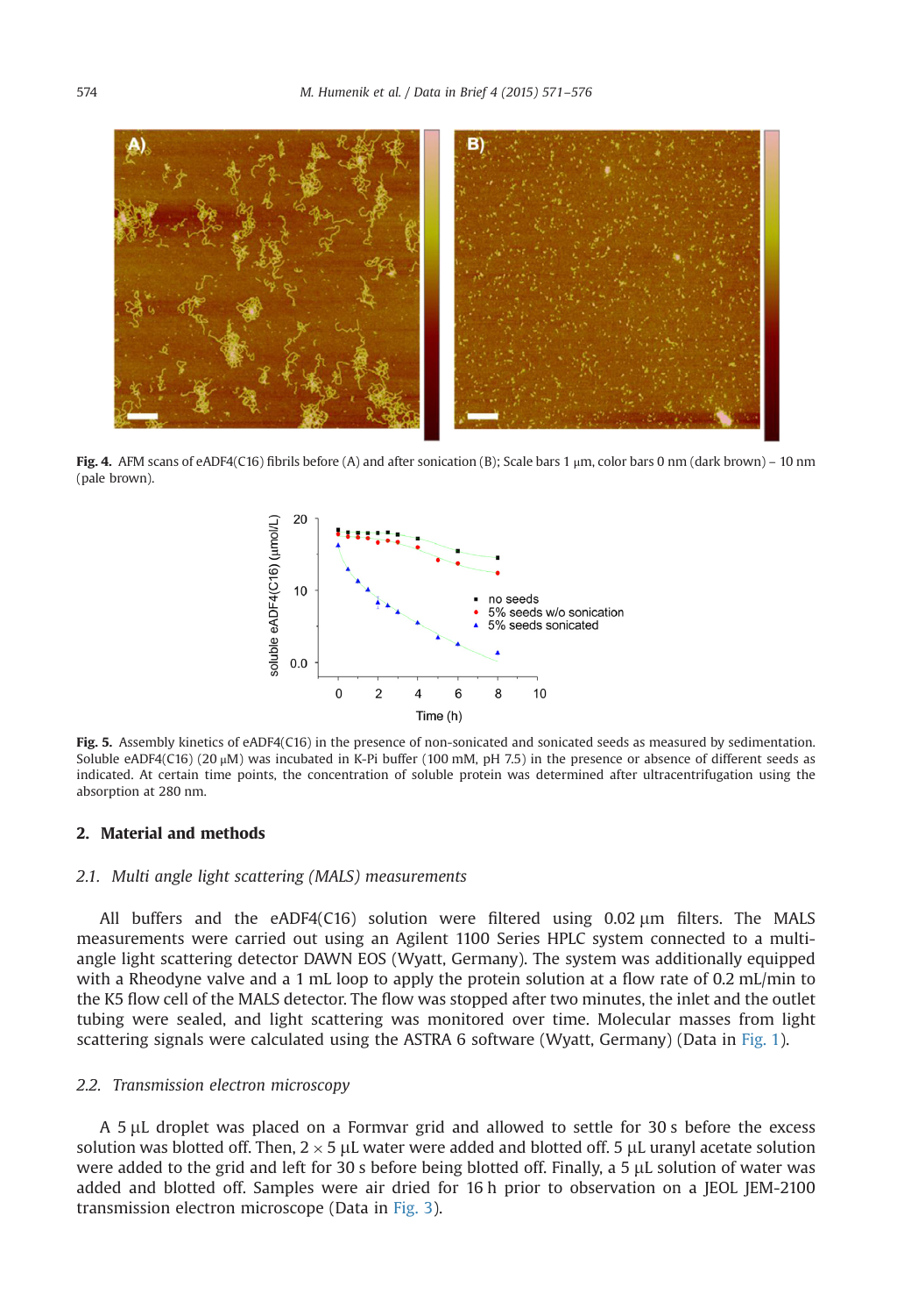**Fig. 4.** AFM scans of eADF4(C16) fibrils before (A) and after sonication (B); Scale bars 1 μm, color bars 0 nm (dark brown) – 10 nm (pale brown).

**Fig. 5.** Assembly kinetics of eADF4(C16) in the presence of non-sonicated and sonicated seeds as measured by sedimentation. Soluble eADF4(C16) (20 μM) was incubated in K-Pi buffer (100 mM, pH 7.5) in the presence or absence of different seeds as indicated. At certain time points, the concentration of soluble protein was determined after ultracentrifugation using the absorption at 280 nm.

## 2. Material and methods

### 2.1. Multi angle light scattering (MALS) measurements

All buffers and the eADF4(C16) solution were filtered using 0.02 μm filters. The MALS measurements were carried out using an Agilent 1100 Series HPLC system connected to a multi-angle light scattering detector DAWN EOS (Wyatt, Germany). The system was additionally equipped with a Rheodyne valve and a 1 mL loop to apply the protein solution at a flow rate of 0.2 mL/min to the K5 flow cell of the MALS detector. The flow was stopped after two minutes, the inlet and the outlet tubing were sealed, and light scattering was monitored over time. Molecular masses from light scattering signals were calculated using the ASTRA 6 software (Wyatt, Germany) (Data in Fig. 1).

### 2.2. Transmission electron microscopy

A 5 μL droplet was placed on a Formvar grid and allowed to settle for 30 s before the excess solution was blotted off. Then, 2 × 5 μL water were added and blotted off. 5 μL uranyl acetate solution were added to the grid and left for 30 s before being blotted off. Finally, a 5 μL solution of water was added and blotted off. Samples were air dried for 16 h prior to observation on a JEOL JEM-2100 transmission electron microscope (Data in Fig. 3).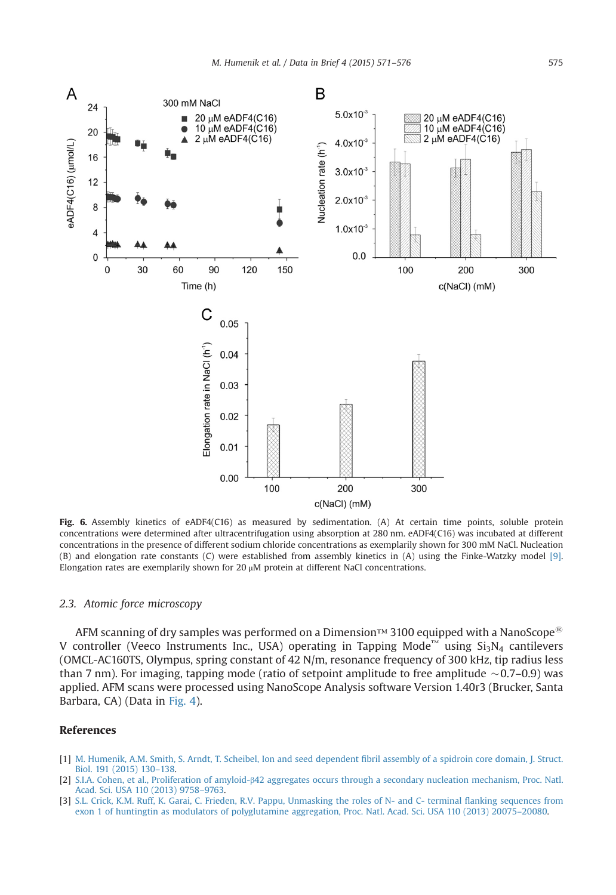**Fig. 6.** Assembly kinetics of eADF4(C16) as measured by sedimentation. (A) At certain time points, soluble protein concentrations were determined after ultracentrifugation using absorption at 280 nm. eADF4(C16) was incubated at different concentrations in the presence of different sodium chloride concentrations as exemplarily shown for 300 mM NaCl. Nucleation (B) and elongation rate constants (C) were established from assembly kinetics in (A) using the Finke-Watzky model [9]. Elongation rates are exemplarily shown for 20 μM protein at different NaCl concentrations.

### 2.3. Atomic force microscopy

AFM scanning of dry samples was performed on a Dimension™ 3100 equipped with a NanoScope® V controller (Veeco Instruments Inc., USA) operating in Tapping Mode™ using $Si_3N_4$ cantilevers (OMCL-AC160TS, Olympus, spring constant of 42 N/m, resonance frequency of 300 kHz, tip radius less than 7 nm). For imaging, tapping mode (ratio of setpoint amplitude to free amplitude ~0.7–0.9) was applied. AFM scans were processed using NanoScope Analysis software Version 1.40r3 (Brucker, Santa Barbara, CA) (Data in Fig. 4).

## References

[1] M. Humenik, A.M. Smith, S. Arndt, T. Scheibel, Ion and seed dependent fibril assembly of a spidroin core domain, J. Struct. Biol. 191 (2015) 130–138.

[2] S.I.A. Cohen, et al., Proliferation of amyloid-β42 aggregates occurs through a secondary nucleation mechanism, Proc. Natl. Acad. Sci. USA 110 (2013) 9758–9763.

[3] S.L. Crick, K.M. Ruff, K. Garai, C. Frieden, R.V. Pappu, Unmasking the roles of N- and C- terminal flanking sequences from exon 1 of huntingtin as modulators of polyglutamine aggregation, Proc. Natl. Acad. Sci. USA 110 (2013) 20075–20080.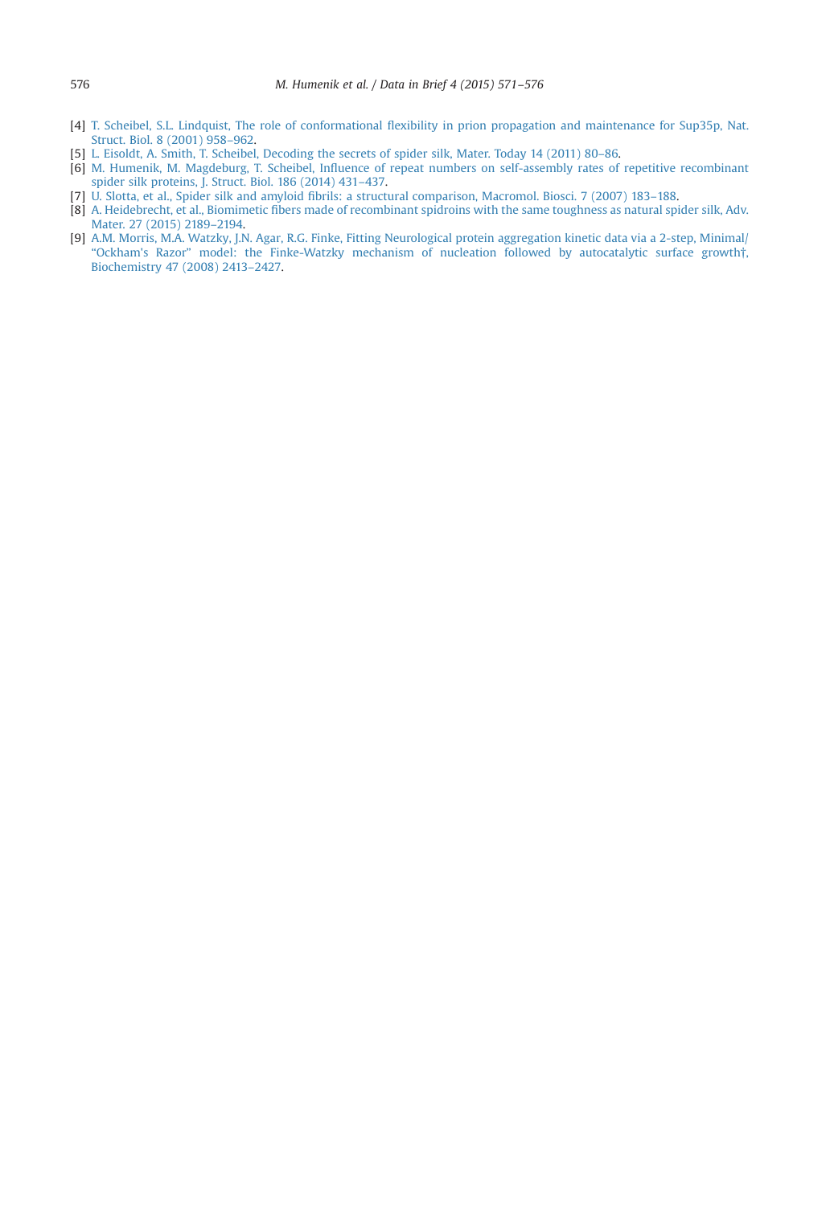[4] T. Scheibel, S.L. Lindquist, The role of conformational flexibility in prion propagation and maintenance for Sup35p, Nat. Struct. Biol. 8 (2001) 958–962.

[5] L. Eisoldt, A. Smith, T. Scheibel, Decoding the secrets of spider silk, Mater. Today 14 (2011) 80–86.

[6] M. Humenik, M. Magdeburg, T. Scheibel, Influence of repeat numbers on self-assembly rates of repetitive recombinant spider silk proteins, J. Struct. Biol. 186 (2014) 431–437.

[7] U. Slotta, et al., Spider silk and amyloid fibrils: a structural comparison, Macromol. Biosci. 7 (2007) 183–188.

[8] A. Heidebrecht, et al., Biomimetic fibers made of recombinant spidroins with the same toughness as natural spider silk, Adv. Mater. 27 (2015) 2189–2194.

[9] A.M. Morris, M.A. Watzky, J.N. Agar, R.G. Finke, Fitting Neurological protein aggregation kinetic data via a 2-step, Minimal/ "Ockham's Razor" model: the Finke-Watzky mechanism of nucleation followed by autocatalytic surface growth†, Biochemistry 47 (2008) 2413–2427.